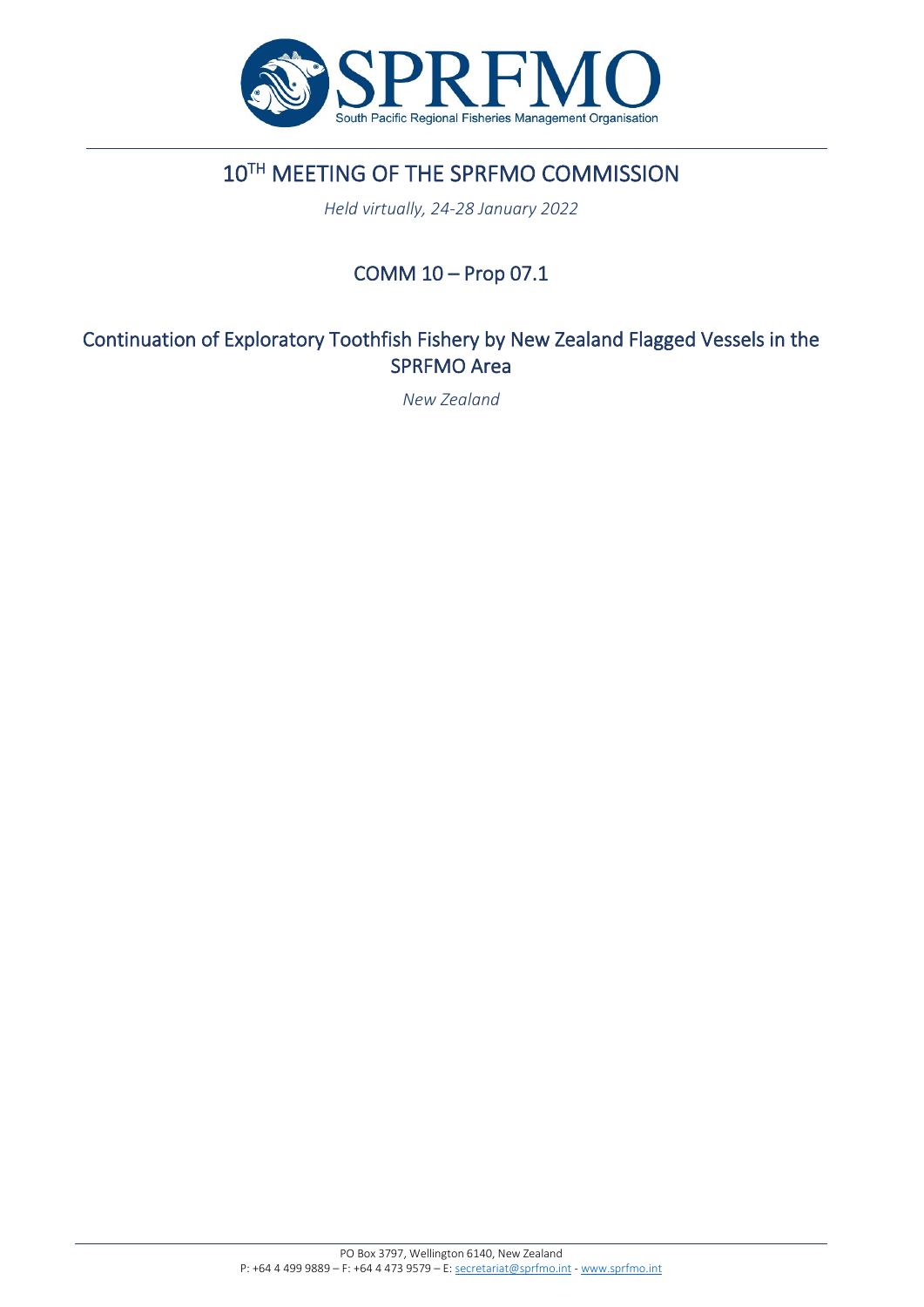# 10TH MEETING OF THE SPRFMO COMMISSION

*Held virtually, 24-28 January 2022*

## COMM 10 – Prop 07.1

## Continuation of Exploratory Toothfish Fishery by New Zealand Flagged Vessels in the SPRFMO Area

*New Zealand*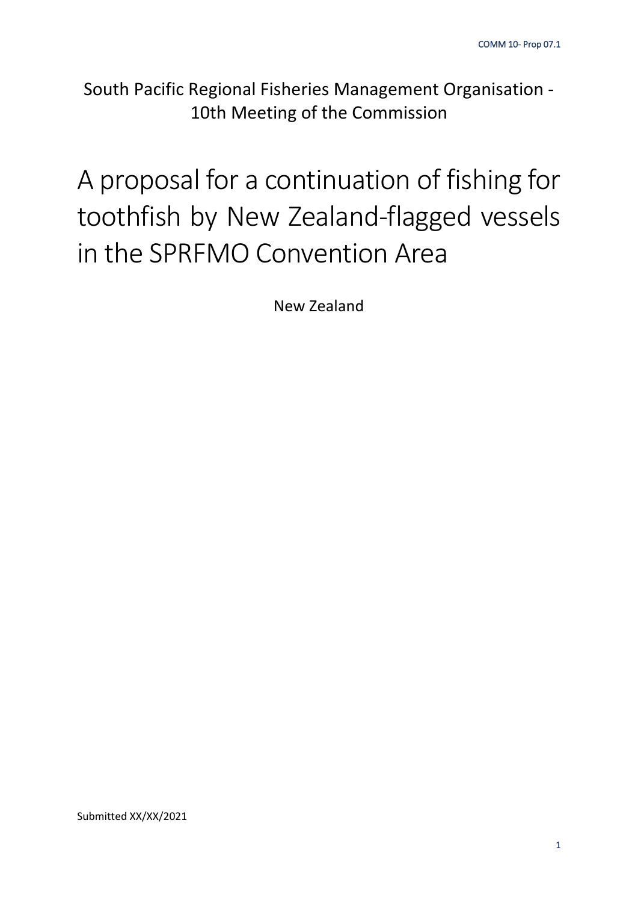South Pacific Regional Fisheries Management Organisation - 10th Meeting of the Commission

# A proposal for a continuation of fishing for toothfish by New Zealand-flagged vessels in the SPRFMO Convention Area

New Zealand

Submitted XX/XX/2021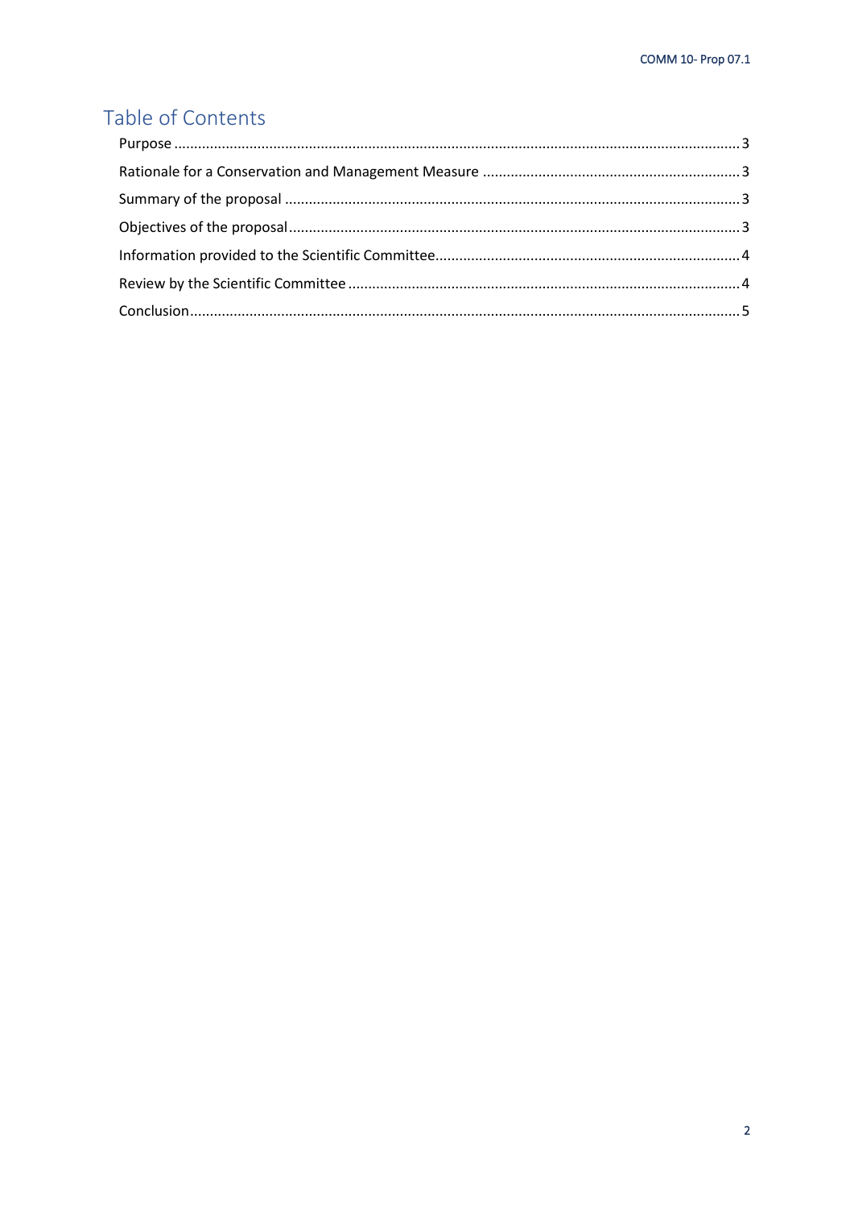# Table of Contents

Purpose ............................................................................................................................................. 3

Rationale for a Conservation and Management Measure ................................................................. 3

Summary of the proposal .................................................................................................................. 3

Objectives of the proposal ................................................................................................................ 3

Information provided to the Scientific Committee............................................................................ 4

Review by the Scientific Committee .................................................................................................. 4

Conclusion.......................................................................................................................................... 5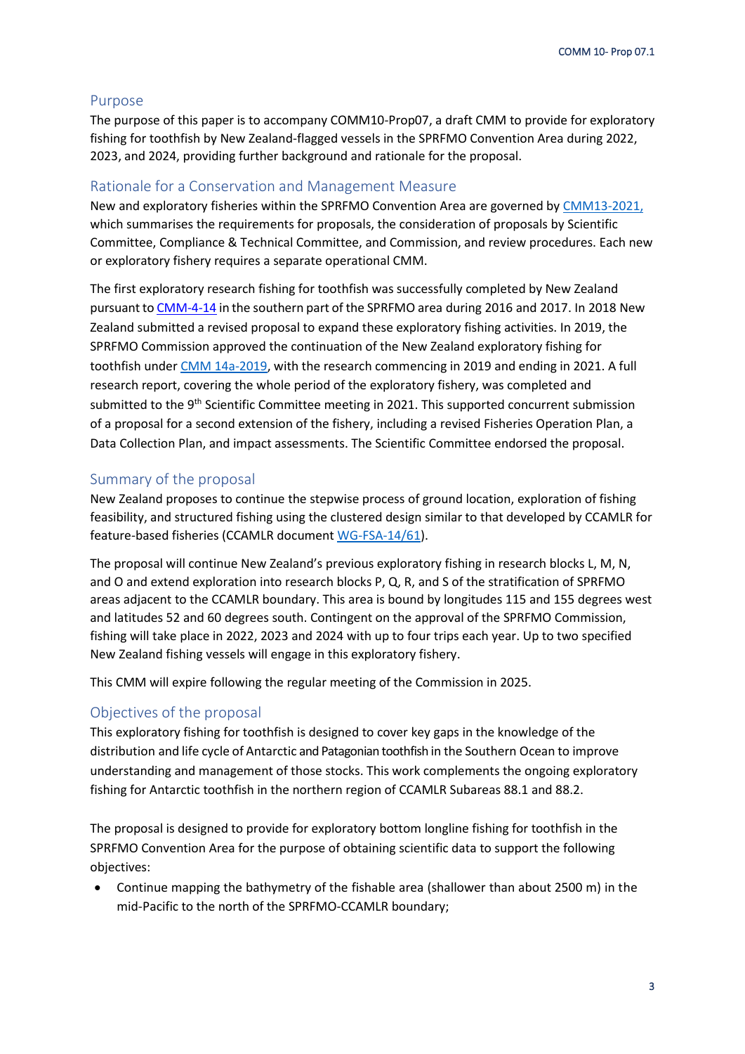## Purpose

The purpose of this paper is to accompany COMM10-Prop07, a draft CMM to provide for exploratory fishing for toothfish by New Zealand-flagged vessels in the SPRFMO Convention Area during 2022, 2023, and 2024, providing further background and rationale for the proposal.

## Rationale for a Conservation and Management Measure

New and exploratory fisheries within the SPRFMO Convention Area are governed by CMM13-2021, which summarises the requirements for proposals, the consideration of proposals by Scientific Committee, Compliance & Technical Committee, and Commission, and review procedures. Each new or exploratory fishery requires a separate operational CMM.

The first exploratory research fishing for toothfish was successfully completed by New Zealand pursuant to CMM-4-14 in the southern part of the SPRFMO area during 2016 and 2017. In 2018 New Zealand submitted a revised proposal to expand these exploratory fishing activities. In 2019, the SPRFMO Commission approved the continuation of the New Zealand exploratory fishing for toothfish under CMM 14a-2019, with the research commencing in 2019 and ending in 2021. A full research report, covering the whole period of the exploratory fishery, was completed and submitted to the 9th Scientific Committee meeting in 2021. This supported concurrent submission of a proposal for a second extension of the fishery, including a revised Fisheries Operation Plan, a Data Collection Plan, and impact assessments. The Scientific Committee endorsed the proposal.

## Summary of the proposal

New Zealand proposes to continue the stepwise process of ground location, exploration of fishing feasibility, and structured fishing using the clustered design similar to that developed by CCAMLR for feature-based fisheries (CCAMLR document WG-FSA-14/61).

The proposal will continue New Zealand's previous exploratory fishing in research blocks L, M, N, and O and extend exploration into research blocks P, Q, R, and S of the stratification of SPRFMO areas adjacent to the CCAMLR boundary. This area is bound by longitudes 115 and 155 degrees west and latitudes 52 and 60 degrees south. Contingent on the approval of the SPRFMO Commission, fishing will take place in 2022, 2023 and 2024 with up to four trips each year. Up to two specified New Zealand fishing vessels will engage in this exploratory fishery.

This CMM will expire following the regular meeting of the Commission in 2025.

## Objectives of the proposal

This exploratory fishing for toothfish is designed to cover key gaps in the knowledge of the distribution and life cycle of Antarctic and Patagonian toothfish in the Southern Ocean to improve understanding and management of those stocks. This work complements the ongoing exploratory fishing for Antarctic toothfish in the northern region of CCAMLR Subareas 88.1 and 88.2.

The proposal is designed to provide for exploratory bottom longline fishing for toothfish in the SPRFMO Convention Area for the purpose of obtaining scientific data to support the following objectives:

- Continue mapping the bathymetry of the fishable area (shallower than about 2500 m) in the mid-Pacific to the north of the SPRFMO-CCAMLR boundary;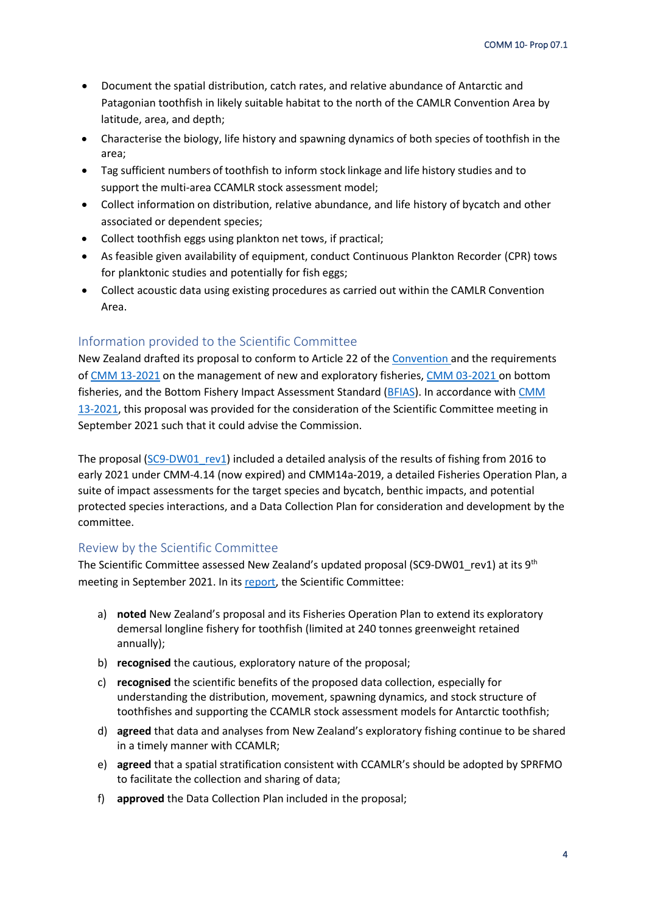- Document the spatial distribution, catch rates, and relative abundance of Antarctic and Patagonian toothfish in likely suitable habitat to the north of the CAMLR Convention Area by latitude, area, and depth;
- Characterise the biology, life history and spawning dynamics of both species of toothfish in the area;
- Tag sufficient numbers of toothfish to inform stock linkage and life history studies and to support the multi-area CCAMLR stock assessment model;
- Collect information on distribution, relative abundance, and life history of bycatch and other associated or dependent species;
- Collect toothfish eggs using plankton net tows, if practical;
- As feasible given availability of equipment, conduct Continuous Plankton Recorder (CPR) tows for planktonic studies and potentially for fish eggs;
- Collect acoustic data using existing procedures as carried out within the CAMLR Convention Area.

## Information provided to the Scientific Committee

New Zealand drafted its proposal to conform to Article 22 of the Convention and the requirements of CMM 13-2021 on the management of new and exploratory fisheries, CMM 03-2021 on bottom fisheries, and the Bottom Fishery Impact Assessment Standard (BFIAS). In accordance with CMM 13-2021, this proposal was provided for the consideration of the Scientific Committee meeting in September 2021 such that it could advise the Commission.

The proposal (SC9-DW01_rev1) included a detailed analysis of the results of fishing from 2016 to early 2021 under CMM-4.14 (now expired) and CMM14a-2019, a detailed Fisheries Operation Plan, a suite of impact assessments for the target species and bycatch, benthic impacts, and potential protected species interactions, and a Data Collection Plan for consideration and development by the committee.

## Review by the Scientific Committee

The Scientific Committee assessed New Zealand's updated proposal (SC9-DW01_rev1) at its 9th meeting in September 2021. In its report, the Scientific Committee:

a) **noted** New Zealand's proposal and its Fisheries Operation Plan to extend its exploratory demersal longline fishery for toothfish (limited at 240 tonnes greenweight retained annually);

b) **recognised** the cautious, exploratory nature of the proposal;

c) **recognised** the scientific benefits of the proposed data collection, especially for understanding the distribution, movement, spawning dynamics, and stock structure of toothfishes and supporting the CCAMLR stock assessment models for Antarctic toothfish;

d) **agreed** that data and analyses from New Zealand's exploratory fishing continue to be shared in a timely manner with CCAMLR;

e) **agreed** that a spatial stratification consistent with CCAMLR's should be adopted by SPRFMO to facilitate the collection and sharing of data;

f) **approved** the Data Collection Plan included in the proposal;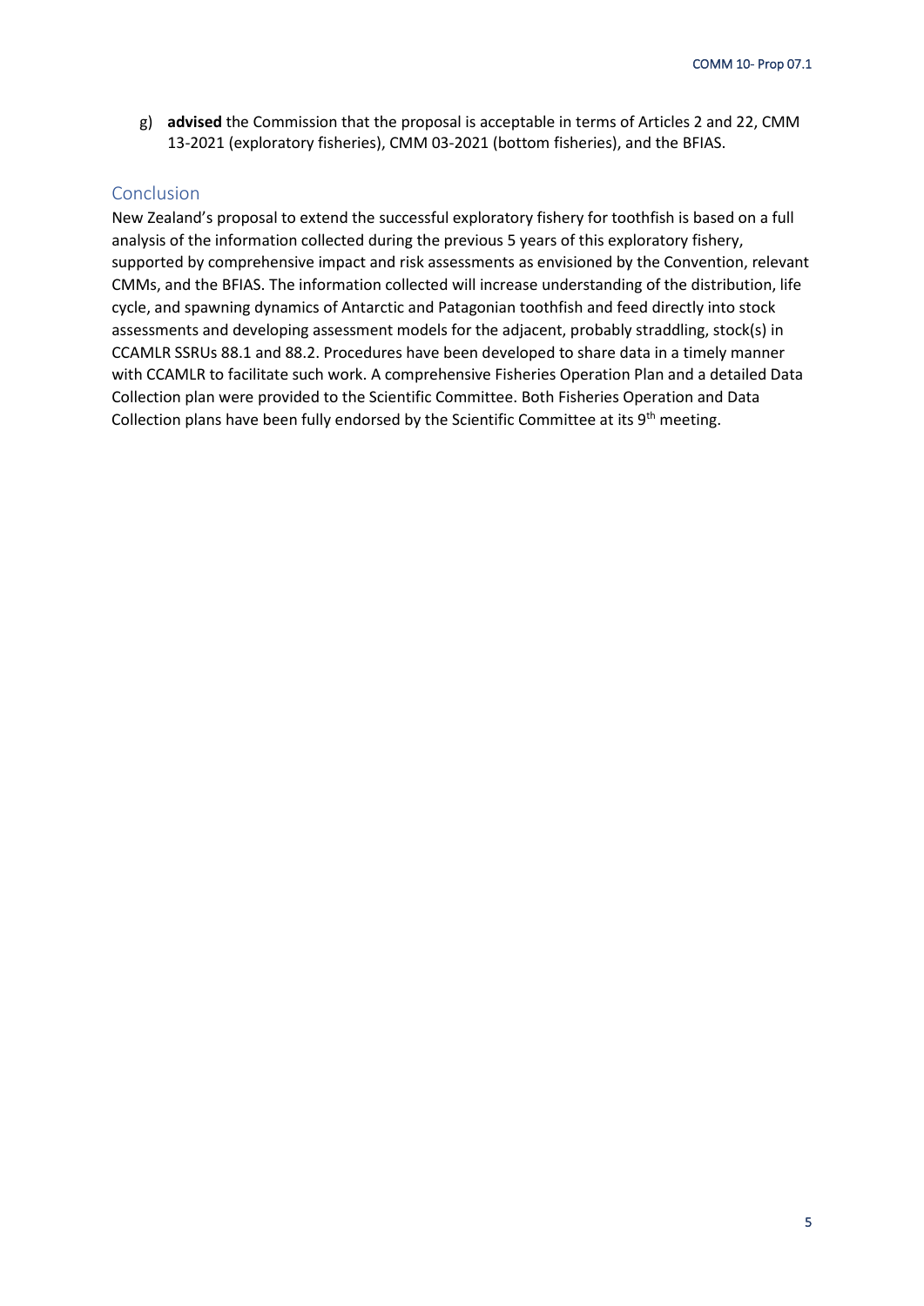g) **advised** the Commission that the proposal is acceptable in terms of Articles 2 and 22, CMM 13-2021 (exploratory fisheries), CMM 03-2021 (bottom fisheries), and the BFIAS.

## Conclusion

New Zealand's proposal to extend the successful exploratory fishery for toothfish is based on a full analysis of the information collected during the previous 5 years of this exploratory fishery, supported by comprehensive impact and risk assessments as envisioned by the Convention, relevant CMMs, and the BFIAS. The information collected will increase understanding of the distribution, life cycle, and spawning dynamics of Antarctic and Patagonian toothfish and feed directly into stock assessments and developing assessment models for the adjacent, probably straddling, stock(s) in CCAMLR SSRUs 88.1 and 88.2. Procedures have been developed to share data in a timely manner with CCAMLR to facilitate such work. A comprehensive Fisheries Operation Plan and a detailed Data Collection plan were provided to the Scientific Committee. Both Fisheries Operation and Data Collection plans have been fully endorsed by the Scientific Committee at its 9th meeting.